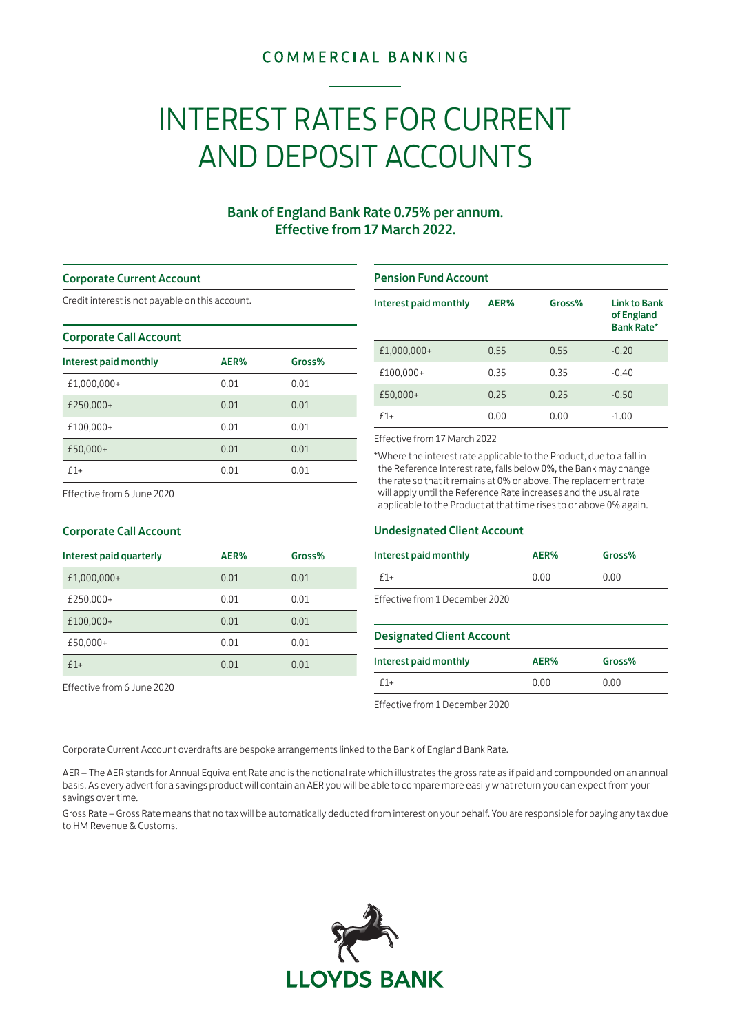COMMERCIAL BANKING

# INTEREST RATES FOR CURRENT AND DEPOSIT ACCOUNTS

**Bank of England Bank Rate 0.75% per annum.**
**Effective from 17 March 2022.**

## Corporate Current Account

Credit interest is not payable on this account.

## Corporate Call Account

| Interest paid monthly | AER% | Gross% |
|---|---|---|
| £1,000,000+ | 0.01 | 0.01 |
| £250,000+ | 0.01 | 0.01 |
| £100,000+ | 0.01 | 0.01 |
| £50,000+ | 0.01 | 0.01 |
| £1+ | 0.01 | 0.01 |

Effective from 6 June 2020

## Corporate Call Account

| Interest paid quarterly | AER% | Gross% |
|---|---|---|
| £1,000,000+ | 0.01 | 0.01 |
| £250,000+ | 0.01 | 0.01 |
| £100,000+ | 0.01 | 0.01 |
| £50,000+ | 0.01 | 0.01 |
| £1+ | 0.01 | 0.01 |

Effective from 6 June 2020

## Pension Fund Account

| Interest paid monthly | AER% | Gross% | Link to Bank of England Bank Rate* |
|---|---|---|---|
| £1,000,000+ | 0.55 | 0.55 | -0.20 |
| £100,000+ | 0.35 | 0.35 | -0.40 |
| £50,000+ | 0.25 | 0.25 | -0.50 |
| £1+ | 0.00 | 0.00 | -1.00 |

Effective from 17 March 2022

*Where the interest rate applicable to the Product, due to a fall in the Reference Interest rate, falls below 0%, the Bank may change the rate so that it remains at 0% or above. The replacement rate will apply until the Reference Rate increases and the usual rate applicable to the Product at that time rises to or above 0% again.

## Undesignated Client Account

| Interest paid monthly | AER% | Gross% |
|---|---|---|
| £1+ | 0.00 | 0.00 |

Effective from 1 December 2020

## Designated Client Account

| Interest paid monthly | AER% | Gross% |
|---|---|---|
| £1+ | 0.00 | 0.00 |

Effective from 1 December 2020

Corporate Current Account overdrafts are bespoke arrangements linked to the Bank of England Bank Rate.

AER – The AER stands for Annual Equivalent Rate and is the notional rate which illustrates the gross rate as if paid and compounded on an annual basis. As every advert for a savings product will contain an AER you will be able to compare more easily what return you can expect from your savings over time.

Gross Rate – Gross Rate means that no tax will be automatically deducted from interest on your behalf. You are responsible for paying any tax due to HM Revenue & Customs.

LLOYDS BANK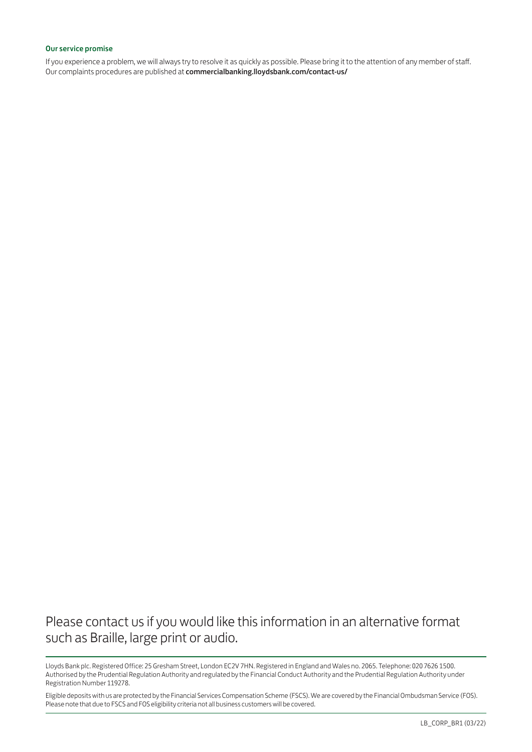### Our service promise

If you experience a problem, we will always try to resolve it as quickly as possible. Please bring it to the attention of any member of staff. Our complaints procedures are published at **commercialbanking.lloydsbank.com/contact-us/**

Please contact us if you would like this information in an alternative format such as Braille, large print or audio.

Lloyds Bank plc. Registered Office: 25 Gresham Street, London EC2V 7HN. Registered in England and Wales no. 2065. Telephone: 020 7626 1500. Authorised by the Prudential Regulation Authority and regulated by the Financial Conduct Authority and the Prudential Regulation Authority under Registration Number 119278.

Eligible deposits with us are protected by the Financial Services Compensation Scheme (FSCS). We are covered by the Financial Ombudsman Service (FOS). Please note that due to FSCS and FOS eligibility criteria not all business customers will be covered.

LB_CORP_BR1 (03/22)